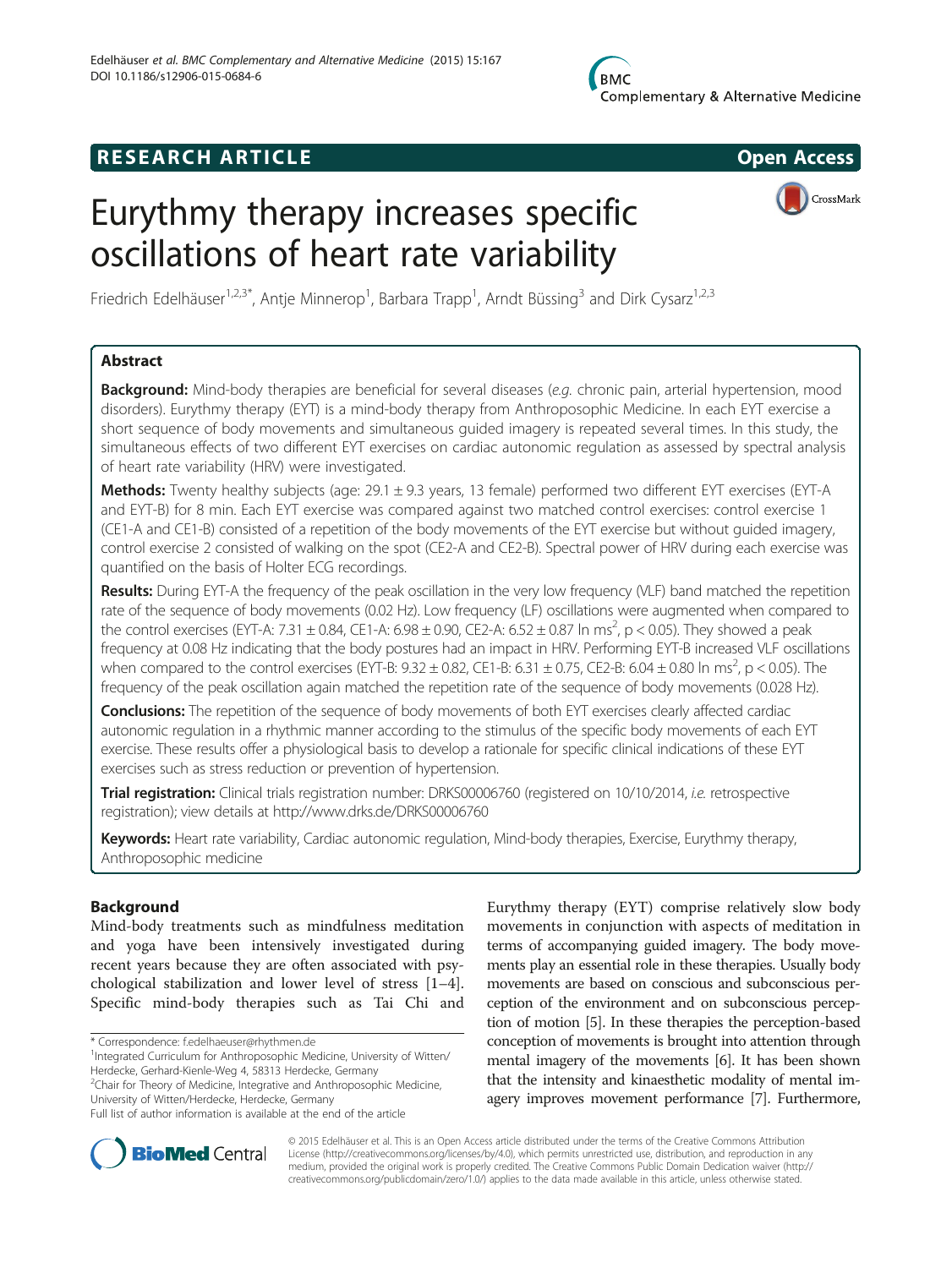RESEARCH ARTICLE

Open Access

# Eurythmy therapy increases specific oscillations of heart rate variability

Friedrich Edelhäuser[1,2,3*], Antje Minnerop[1], Barbara Trapp[1], Arndt Büssing[3] and Dirk Cysarz[1,2,3]

## Abstract

**Background:** Mind-body therapies are beneficial for several diseases (*e.g.* chronic pain, arterial hypertension, mood disorders). Eurythmy therapy (EYT) is a mind-body therapy from Anthroposophic Medicine. In each EYT exercise a short sequence of body movements and simultaneous guided imagery is repeated several times. In this study, the simultaneous effects of two different EYT exercises on cardiac autonomic regulation as assessed by spectral analysis of heart rate variability (HRV) were investigated.

**Methods:** Twenty healthy subjects (age: 29.1 ± 9.3 years, 13 female) performed two different EYT exercises (EYT-A and EYT-B) for 8 min. Each EYT exercise was compared against two matched control exercises: control exercise 1 (CE1-A and CE1-B) consisted of a repetition of the body movements of the EYT exercise but without guided imagery, control exercise 2 consisted of walking on the spot (CE2-A and CE2-B). Spectral power of HRV during each exercise was quantified on the basis of Holter ECG recordings.

**Results:** During EYT-A the frequency of the peak oscillation in the very low frequency (VLF) band matched the repetition rate of the sequence of body movements (0.02 Hz). Low frequency (LF) oscillations were augmented when compared to the control exercises (EYT-A: 7.31 ± 0.84, CE1-A: 6.98 ± 0.90, CE2-A: 6.52 ± 0.87 ln $ms^2$, $p < 0.05$). They showed a peak frequency at 0.08 Hz indicating that the body postures had an impact in HRV. Performing EYT-B increased VLF oscillations when compared to the control exercises (EYT-B: 9.32 ± 0.82, CE1-B: 6.31 ± 0.75, CE2-B: 6.04 ± 0.80 ln $ms^2$, $p < 0.05$). The frequency of the peak oscillation again matched the repetition rate of the sequence of body movements (0.028 Hz).

**Conclusions:** The repetition of the sequence of body movements of both EYT exercises clearly affected cardiac autonomic regulation in a rhythmic manner according to the stimulus of the specific body movements of each EYT exercise. These results offer a physiological basis to develop a rationale for specific clinical indications of these EYT exercises such as stress reduction or prevention of hypertension.

**Trial registration:** Clinical trials registration number: DRKS00006760 (registered on 10/10/2014, *i.e.* retrospective registration); view details at http://www.drks.de/DRKS00006760

**Keywords:** Heart rate variability, Cardiac autonomic regulation, Mind-body therapies, Exercise, Eurythmy therapy, Anthroposophic medicine

## Background

Mind-body treatments such as mindfulness meditation and yoga have been intensively investigated during recent years because they are often associated with psychological stabilization and lower level of stress [1–4]. Specific mind-body therapies such as Tai Chi and Eurythmy therapy (EYT) comprise relatively slow body movements in conjunction with aspects of meditation in terms of accompanying guided imagery. The body movements play an essential role in these therapies. Usually body movements are based on conscious and subconscious perception of the environment and on subconscious perception of motion [5]. In these therapies the perception-based conception of movements is brought into attention through mental imagery of the movements [6]. It has been shown that the intensity and kinaesthetic modality of mental imagery improves movement performance [7]. Furthermore,

\* Correspondence: f.edelhaeuser@rhythmen.de
[1]Integrated Curriculum for Anthroposophic Medicine, University of Witten/Herdecke, Gerhard-Kienle-Weg 4, 58313 Herdecke, Germany
[2]Chair for Theory of Medicine, Integrative and Anthroposophic Medicine, University of Witten/Herdecke, Herdecke, Germany
Full list of author information is available at the end of the article

© 2015 Edelhäuser et al. This is an Open Access article distributed under the terms of the Creative Commons Attribution License (http://creativecommons.org/licenses/by/4.0), which permits unrestricted use, distribution, and reproduction in any medium, provided the original work is properly credited. The Creative Commons Public Domain Dedication waiver (http://creativecommons.org/publicdomain/zero/1.0/) applies to the data made available in this article, unless otherwise stated.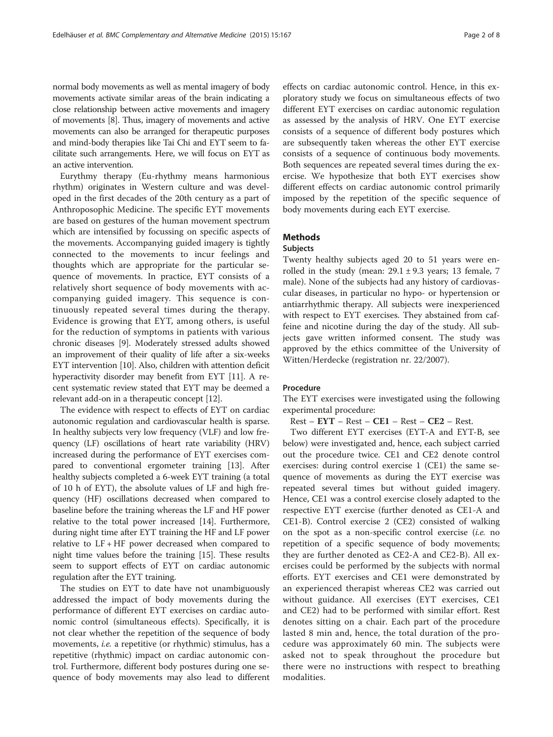normal body movements as well as mental imagery of body movements activate similar areas of the brain indicating a close relationship between active movements and imagery of movements [8]. Thus, imagery of movements and active movements can also be arranged for therapeutic purposes and mind-body therapies like Tai Chi and EYT seem to facilitate such arrangements. Here, we will focus on EYT as an active intervention.

Eurythmy therapy (Eu-rhythmy means harmonious rhythm) originates in Western culture and was developed in the first decades of the 20th century as a part of Anthroposophic Medicine. The specific EYT movements are based on gestures of the human movement spectrum which are intensified by focussing on specific aspects of the movements. Accompanying guided imagery is tightly connected to the movements to incur feelings and thoughts which are appropriate for the particular sequence of movements. In practice, EYT consists of a relatively short sequence of body movements with accompanying guided imagery. This sequence is continuously repeated several times during the therapy. Evidence is growing that EYT, among others, is useful for the reduction of symptoms in patients with various chronic diseases [9]. Moderately stressed adults showed an improvement of their quality of life after a six-weeks EYT intervention [10]. Also, children with attention deficit hyperactivity disorder may benefit from EYT [11]. A recent systematic review stated that EYT may be deemed a relevant add-on in a therapeutic concept [12].

The evidence with respect to effects of EYT on cardiac autonomic regulation and cardiovascular health is sparse. In healthy subjects very low frequency (VLF) and low frequency (LF) oscillations of heart rate variability (HRV) increased during the performance of EYT exercises compared to conventional ergometer training [13]. After healthy subjects completed a 6-week EYT training (a total of 10 h of EYT), the absolute values of LF and high frequency (HF) oscillations decreased when compared to baseline before the training whereas the LF and HF power relative to the total power increased [14]. Furthermore, during night time after EYT training the HF and LF power relative to LF + HF power decreased when compared to night time values before the training [15]. These results seem to support effects of EYT on cardiac autonomic regulation after the EYT training.

The studies on EYT to date have not unambiguously addressed the impact of body movements during the performance of different EYT exercises on cardiac autonomic control (simultaneous effects). Specifically, it is not clear whether the repetition of the sequence of body movements, *i.e.* a repetitive (or rhythmic) stimulus, has a repetitive (rhythmic) impact on cardiac autonomic control. Furthermore, different body postures during one sequence of body movements may also lead to different effects on cardiac autonomic control. Hence, in this exploratory study we focus on simultaneous effects of two different EYT exercises on cardiac autonomic regulation as assessed by the analysis of HRV. One EYT exercise consists of a sequence of different body postures which are subsequently taken whereas the other EYT exercise consists of a sequence of continuous body movements. Both sequences are repeated several times during the exercise. We hypothesize that both EYT exercises show different effects on cardiac autonomic control primarily imposed by the repetition of the specific sequence of body movements during each EYT exercise.

## Methods

### Subjects

Twenty healthy subjects aged 20 to 51 years were enrolled in the study (mean: 29.1 ± 9.3 years; 13 female, 7 male). None of the subjects had any history of cardiovascular diseases, in particular no hypo- or hypertension or antiarrhythmic therapy. All subjects were inexperienced with respect to EYT exercises. They abstained from caffeine and nicotine during the day of the study. All subjects gave written informed consent. The study was approved by the ethics committee of the University of Witten/Herdecke (registration nr. 22/2007).

### Procedure

The EYT exercises were investigated using the following experimental procedure:

Rest – **EYT** – Rest – **CE1** – Rest – **CE2** – Rest.

Two different EYT exercises (EYT-A and EYT-B, see below) were investigated and, hence, each subject carried out the procedure twice. CE1 and CE2 denote control exercises: during control exercise 1 (CE1) the same sequence of movements as during the EYT exercise was repeated several times but without guided imagery. Hence, CE1 was a control exercise closely adapted to the respective EYT exercise (further denoted as CE1-A and CE1-B). Control exercise 2 (CE2) consisted of walking on the spot as a non-specific control exercise (*i.e.* no repetition of a specific sequence of body movements; they are further denoted as CE2-A and CE2-B). All exercises could be performed by the subjects with normal efforts. EYT exercises and CE1 were demonstrated by an experienced therapist whereas CE2 was carried out without guidance. All exercises (EYT exercises, CE1 and CE2) had to be performed with similar effort. Rest denotes sitting on a chair. Each part of the procedure lasted 8 min and, hence, the total duration of the procedure was approximately 60 min. The subjects were asked not to speak throughout the procedure but there were no instructions with respect to breathing modalities.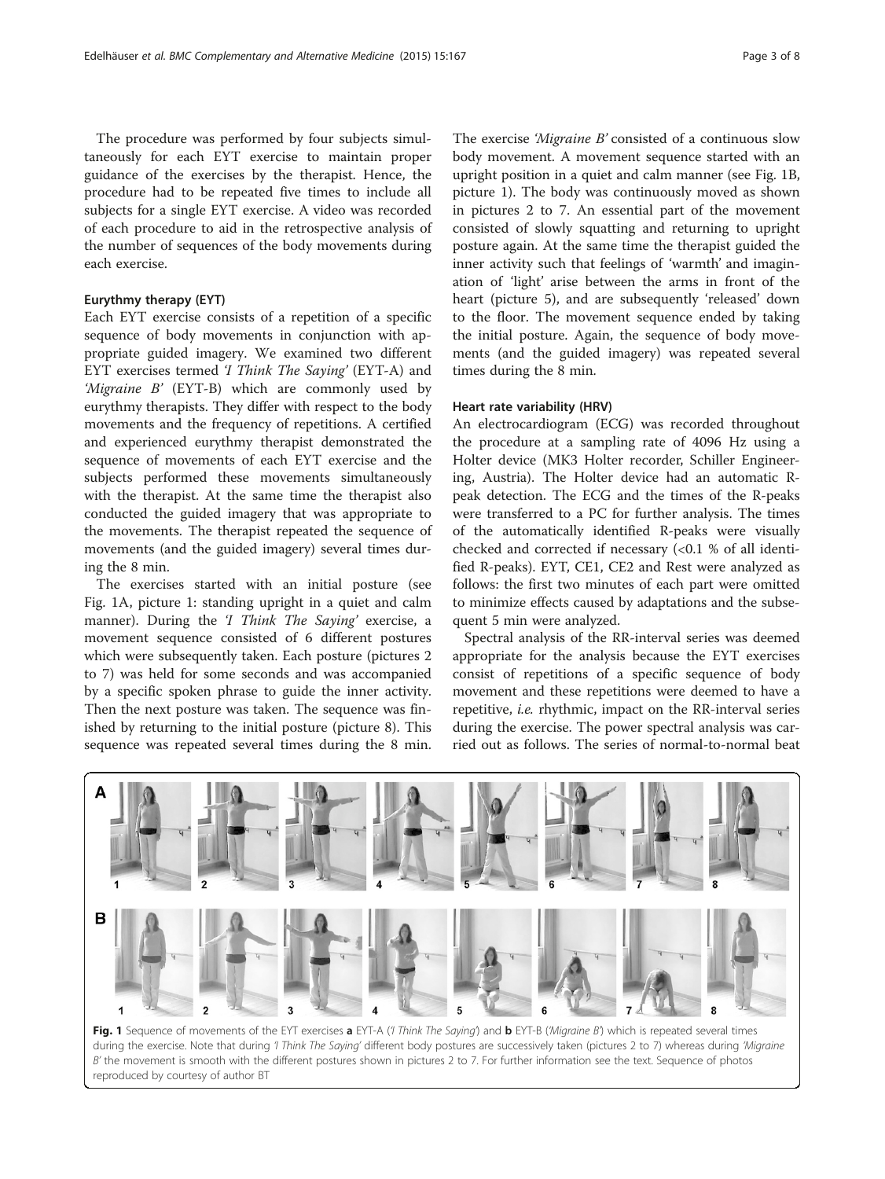The procedure was performed by four subjects simultaneously for each EYT exercise to maintain proper guidance of the exercises by the therapist. Hence, the procedure had to be repeated five times to include all subjects for a single EYT exercise. A video was recorded of each procedure to aid in the retrospective analysis of the number of sequences of the body movements during each exercise.

### Eurythmy therapy (EYT)

Each EYT exercise consists of a repetition of a specific sequence of body movements in conjunction with appropriate guided imagery. We examined two different EYT exercises termed *'I Think The Saying'* (EYT-A) and *'Migraine B'* (EYT-B) which are commonly used by eurythmy therapists. They differ with respect to the body movements and the frequency of repetitions. A certified and experienced eurythmy therapist demonstrated the sequence of movements of each EYT exercise and the subjects performed these movements simultaneously with the therapist. At the same time the therapist also conducted the guided imagery that was appropriate to the movements. The therapist repeated the sequence of movements (and the guided imagery) several times during the 8 min.

The exercises started with an initial posture (see Fig. 1A, picture 1: standing upright in a quiet and calm manner). During the *'I Think The Saying'* exercise, a movement sequence consisted of 6 different postures which were subsequently taken. Each posture (pictures 2 to 7) was held for some seconds and was accompanied by a specific spoken phrase to guide the inner activity. Then the next posture was taken. The sequence was finished by returning to the initial posture (picture 8). This sequence was repeated several times during the 8 min. The exercise *'Migraine B'* consisted of a continuous slow body movement. A movement sequence started with an upright position in a quiet and calm manner (see Fig. 1B, picture 1). The body was continuously moved as shown in pictures 2 to 7. An essential part of the movement consisted of slowly squatting and returning to upright posture again. At the same time the therapist guided the inner activity such that feelings of 'warmth' and imagination of 'light' arise between the arms in front of the heart (picture 5), and are subsequently 'released' down to the floor. The movement sequence ended by taking the initial posture. Again, the sequence of body movements (and the guided imagery) was repeated several times during the 8 min.

### Heart rate variability (HRV)

An electrocardiogram (ECG) was recorded throughout the procedure at a sampling rate of 4096 Hz using a Holter device (MK3 Holter recorder, Schiller Engineering, Austria). The Holter device had an automatic R-peak detection. The ECG and the times of the R-peaks were transferred to a PC for further analysis. The times of the automatically identified R-peaks were visually checked and corrected if necessary (<0.1 % of all identified R-peaks). EYT, CE1, CE2 and Rest were analyzed as follows: the first two minutes of each part were omitted to minimize effects caused by adaptations and the subsequent 5 min were analyzed.

Spectral analysis of the RR-interval series was deemed appropriate for the analysis because the EYT exercises consist of repetitions of a specific sequence of body movement and these repetitions were deemed to have a repetitive, *i.e.* rhythmic, impact on the RR-interval series during the exercise. The power spectral analysis was carried out as follows. The series of normal-to-normal beat

**Fig. 1** Sequence of movements of the EYT exercises **a** EYT-A (*'I Think The Saying'*) and **b** EYT-B (*'Migraine B'*) which is repeated several times during the exercise. Note that during *'I Think The Saying'* different body postures are successively taken (pictures 2 to 7) whereas during *'Migraine B'* the movement is smooth with the different postures shown in pictures 2 to 7. For further information see the text. Sequence of photos reproduced by courtesy of author BT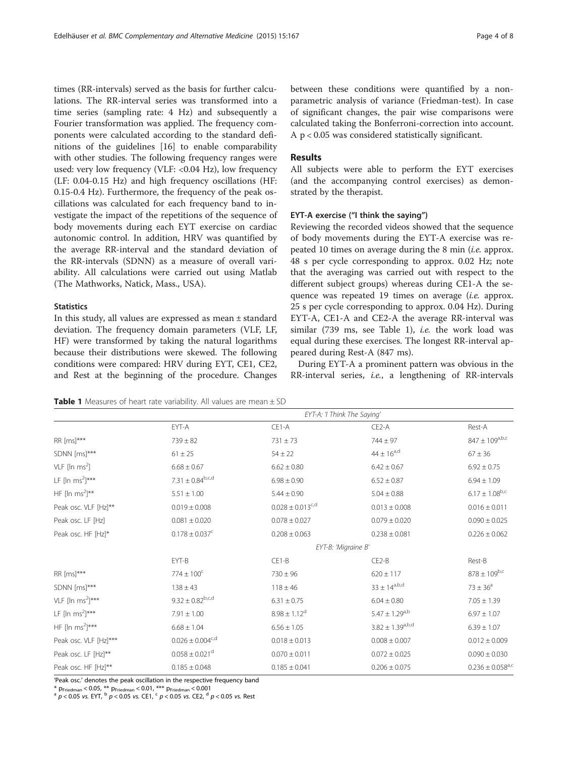times (RR-intervals) served as the basis for further calculations. The RR-interval series was transformed into a time series (sampling rate: 4 Hz) and subsequently a Fourier transformation was applied. The frequency components were calculated according to the standard definitions of the guidelines [16] to enable comparability with other studies. The following frequency ranges were used: very low frequency (VLF: <0.04 Hz), low frequency (LF: 0.04-0.15 Hz) and high frequency oscillations (HF: 0.15-0.4 Hz). Furthermore, the frequency of the peak oscillations was calculated for each frequency band to investigate the impact of the repetitions of the sequence of body movements during each EYT exercise on cardiac autonomic control. In addition, HRV was quantified by the average RR-interval and the standard deviation of the RR-intervals (SDNN) as a measure of overall variability. All calculations were carried out using Matlab (The Mathworks, Natick, Mass., USA).

### Statistics

In this study, all values are expressed as mean ± standard deviation. The frequency domain parameters (VLF, LF, HF) were transformed by taking the natural logarithms because their distributions were skewed. The following conditions were compared: HRV during EYT, CE1, CE2, and Rest at the beginning of the procedure. Changes between these conditions were quantified by a nonparametric analysis of variance (Friedman-test). In case of significant changes, the pair wise comparisons were calculated taking the Bonferroni-correction into account. A $p < 0.05$ was considered statistically significant.

## Results

All subjects were able to perform the EYT exercises (and the accompanying control exercises) as demonstrated by the therapist.

### EYT-A exercise ("I think the saying")

Reviewing the recorded videos showed that the sequence of body movements during the EYT-A exercise was repeated 10 times on average during the 8 min (*i.e.* approx. 48 s per cycle corresponding to approx. 0.02 Hz; note that the averaging was carried out with respect to the different subject groups) whereas during CE1-A the sequence was repeated 19 times on average (*i.e.* approx. 25 s per cycle corresponding to approx. 0.04 Hz). During EYT-A, CE1-A and CE2-A the average RR-interval was similar (739 ms, see Table 1), *i.e.* the work load was equal during these exercises. The longest RR-interval appeared during Rest-A (847 ms).

During EYT-A a prominent pattern was obvious in the RR-interval series, *i.e.*, a lengthening of RR-intervals

**Table 1** Measures of heart rate variability. All values are mean ± SD

| | *EYT-A: 'I Think The Saying'* | | | |
|---|---|---|---|---|
| | EYT-A | CE1-A | CE2-A | Rest-A |
| RR [ms]*** | 739 ± 82 | 731 ± 73 | 744 ± 97 | 847 ± 109[a,b,c] |
| SDNN [ms]*** | 61 ± 25 | 54 ± 22 | 44 ± 16[a,d] | 67 ± 36 |
| VLF [ln $ms^2$] | 6.68 ± 0.67 | 6.62 ± 0.80 | 6.42 ± 0.67 | 6.92 ± 0.75 |
| LF [ln $ms^2$]*** | 7.31 ± 0.84[b,c,d] | 6.98 ± 0.90 | 6.52 ± 0.87 | 6.94 ± 1.09 |
| HF [ln $ms^2$]** | 5.51 ± 1.00 | 5.44 ± 0.90 | 5.04 ± 0.88 | 6.17 ± 1.08[b,c] |
| Peak osc. VLF [Hz]** | 0.019 ± 0.008 | 0.028 ± 0.013[c,d] | 0.013 ± 0.008 | 0.016 ± 0.011 |
| Peak osc. LF [Hz] | 0.081 ± 0.020 | 0.078 ± 0.027 | 0.079 ± 0.020 | 0.090 ± 0.025 |
| Peak osc. HF [Hz]* | 0.178 ± 0.037[c] | 0.208 ± 0.063 | 0.238 ± 0.081 | 0.226 ± 0.062 |
| | *EYT-B: 'Migraine B'* | | | |
| | EYT-B | CE1-B | CE2-B | Rest-B |
| RR [ms]*** | 774 ± 100[c] | 730 ± 96 | 620 ± 117 | 878 ± 109[b,c] |
| SDNN [ms]*** | 138 ± 43 | 118 ± 46 | 33 ± 14[a,b,d] | 73 ± 36[a] |
| VLF [ln $ms^2$]*** | 9.32 ± 0.82[b,c,d] | 6.31 ± 0.75 | 6.04 ± 0.80 | 7.05 ± 1.39 |
| LF [ln $ms^2$]*** | 7.91 ± 1.00 | 8.98 ± 1.12[d] | 5.47 ± 1.29[a,b] | 6.97 ± 1.07 |
| HF [ln $ms^2$]*** | 6.68 ± 1.04 | 6.56 ± 1.05 | 3.82 ± 1.39[a,b,d] | 6.39 ± 1.07 |
| Peak osc. VLF [Hz]*** | 0.026 ± 0.004[c,d] | 0.018 ± 0.013 | 0.008 ± 0.007 | 0.012 ± 0.009 |
| Peak osc. LF [Hz]** | 0.058 ± 0.021[d] | 0.070 ± 0.011 | 0.072 ± 0.025 | 0.090 ± 0.030 |
| Peak osc. HF [Hz]** | 0.185 ± 0.048 | 0.185 ± 0.041 | 0.206 ± 0.075 | 0.236 ± 0.058[a,c] |

'Peak osc.' denotes the peak oscillation in the respective frequency band

* $p_{Friedman} < 0.05$, ** $p_{Friedman} < 0.01$, *** $p_{Friedman} < 0.001$

[a] $p < 0.05$ *vs.* EYT, [b] $p < 0.05$ *vs.* CE1, [c] $p < 0.05$ *vs.* CE2, [d] $p < 0.05$ *vs.* Rest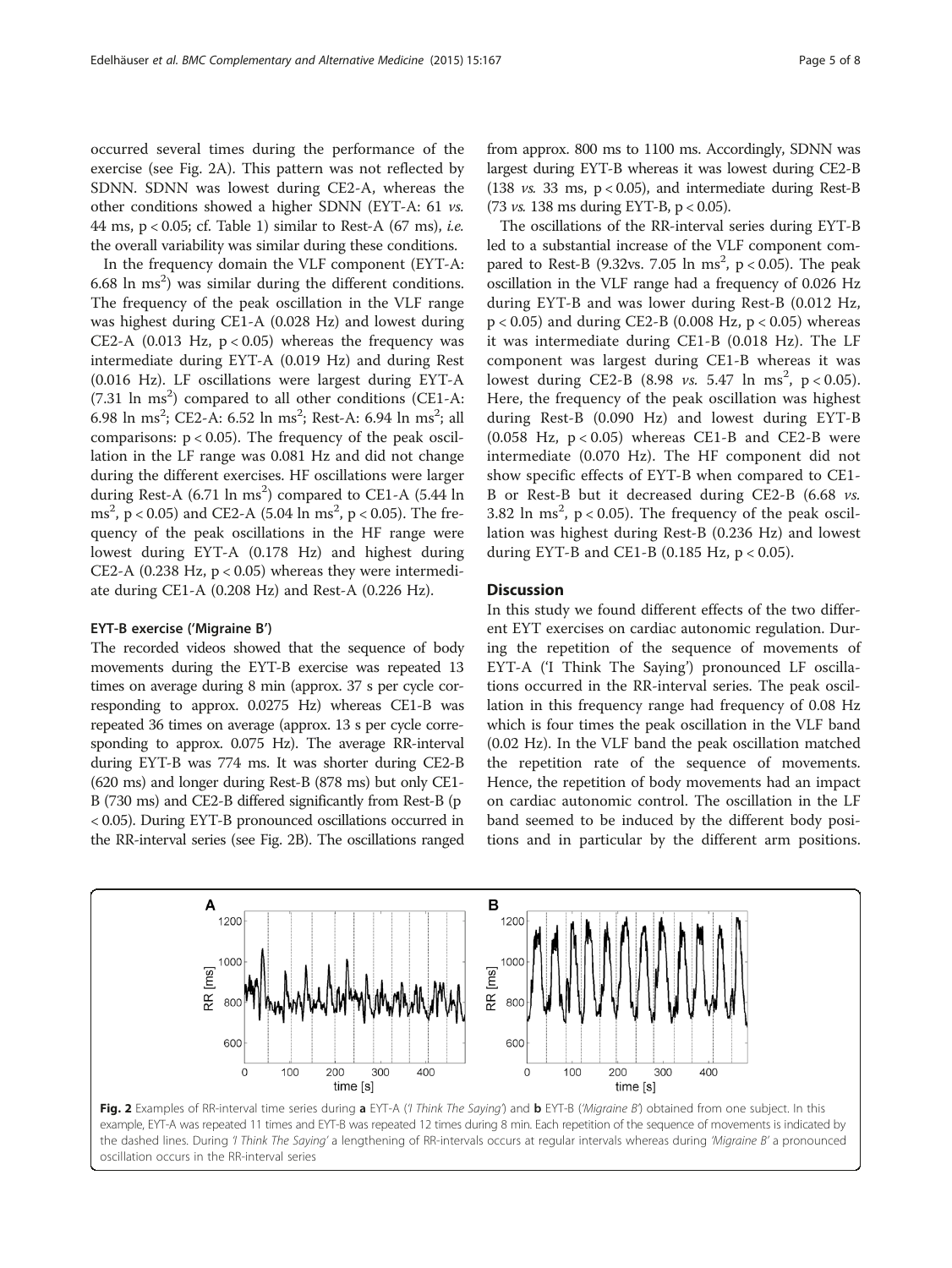occurred several times during the performance of the exercise (see Fig. 2A). This pattern was not reflected by SDNN. SDNN was lowest during CE2-A, whereas the other conditions showed a higher SDNN (EYT-A: 61 *vs.* 44 ms, $p < 0.05$; cf. Table 1) similar to Rest-A (67 ms), *i.e.* the overall variability was similar during these conditions.

In the frequency domain the VLF component (EYT-A: 6.68 ln $ms^2$) was similar during the different conditions. The frequency of the peak oscillation in the VLF range was highest during CE1-A (0.028 Hz) and lowest during CE2-A (0.013 Hz, $p < 0.05$) whereas the frequency was intermediate during EYT-A (0.019 Hz) and during Rest (0.016 Hz). LF oscillations were largest during EYT-A (7.31 ln $ms^2$) compared to all other conditions (CE1-A: 6.98 ln $ms^2$; CE2-A: 6.52 ln $ms^2$; Rest-A: 6.94 ln $ms^2$; all comparisons: $p < 0.05$). The frequency of the peak oscillation in the LF range was 0.081 Hz and did not change during the different exercises. HF oscillations were larger during Rest-A (6.71 ln $ms^2$) compared to CE1-A (5.44 ln $ms^2$, $p < 0.05$) and CE2-A (5.04 ln $ms^2$, $p < 0.05$). The frequency of the peak oscillations in the HF range were lowest during EYT-A (0.178 Hz) and highest during CE2-A (0.238 Hz, $p < 0.05$) whereas they were intermediate during CE1-A (0.208 Hz) and Rest-A (0.226 Hz).

#### EYT-B exercise ('Migraine B')

The recorded videos showed that the sequence of body movements during the EYT-B exercise was repeated 13 times on average during 8 min (approx. 37 s per cycle corresponding to approx. 0.0275 Hz) whereas CE1-B was repeated 36 times on average (approx. 13 s per cycle corresponding to approx. 0.075 Hz). The average RR-interval during EYT-B was 774 ms. It was shorter during CE2-B (620 ms) and longer during Rest-B (878 ms) but only CE1-B (730 ms) and CE2-B differed significantly from Rest-B ($p < 0.05$). During EYT-B pronounced oscillations occurred in the RR-interval series (see Fig. 2B). The oscillations ranged from approx. 800 ms to 1100 ms. Accordingly, SDNN was largest during EYT-B whereas it was lowest during CE2-B (138 *vs.* 33 ms, $p < 0.05$), and intermediate during Rest-B (73 *vs.* 138 ms during EYT-B, $p < 0.05$).

The oscillations of the RR-interval series during EYT-B led to a substantial increase of the VLF component compared to Rest-B (9.32vs. 7.05 ln $ms^2$, $p < 0.05$). The peak oscillation in the VLF range had a frequency of 0.026 Hz during EYT-B and was lower during Rest-B (0.012 Hz, $p < 0.05$) and during CE2-B (0.008 Hz, $p < 0.05$) whereas it was intermediate during CE1-B (0.018 Hz). The LF component was largest during CE1-B whereas it was lowest during CE2-B (8.98 *vs.* 5.47 ln $ms^2$, $p < 0.05$). Here, the frequency of the peak oscillation was highest during Rest-B (0.090 Hz) and lowest during EYT-B (0.058 Hz, $p < 0.05$) whereas CE1-B and CE2-B were intermediate (0.070 Hz). The HF component did not show specific effects of EYT-B when compared to CE1-B or Rest-B but it decreased during CE2-B (6.68 *vs.* 3.82 ln $ms^2$, $p < 0.05$). The frequency of the peak oscillation was highest during Rest-B (0.236 Hz) and lowest during EYT-B and CE1-B (0.185 Hz, $p < 0.05$).

## Discussion

In this study we found different effects of the two different EYT exercises on cardiac autonomic regulation. During the repetition of the sequence of movements of EYT-A ('I Think The Saying') pronounced LF oscillations occurred in the RR-interval series. The peak oscillation in this frequency range had frequency of 0.08 Hz which is four times the peak oscillation in the VLF band (0.02 Hz). In the VLF band the peak oscillation matched the repetition rate of the sequence of movements. Hence, the repetition of body movements had an impact on cardiac autonomic control. The oscillation in the LF band seemed to be induced by the different body positions and in particular by the different arm positions.

**Fig. 2** Examples of RR-interval time series during **a** EYT-A (*'I Think The Saying'*) and **b** EYT-B (*'Migraine B'*) obtained from one subject. In this example, EYT-A was repeated 11 times and EYT-B was repeated 12 times during 8 min. Each repetition of the sequence of movements is indicated by the dashed lines. During *'I Think The Saying'* a lengthening of RR-intervals occurs at regular intervals whereas during *'Migraine B'* a pronounced oscillation occurs in the RR-interval series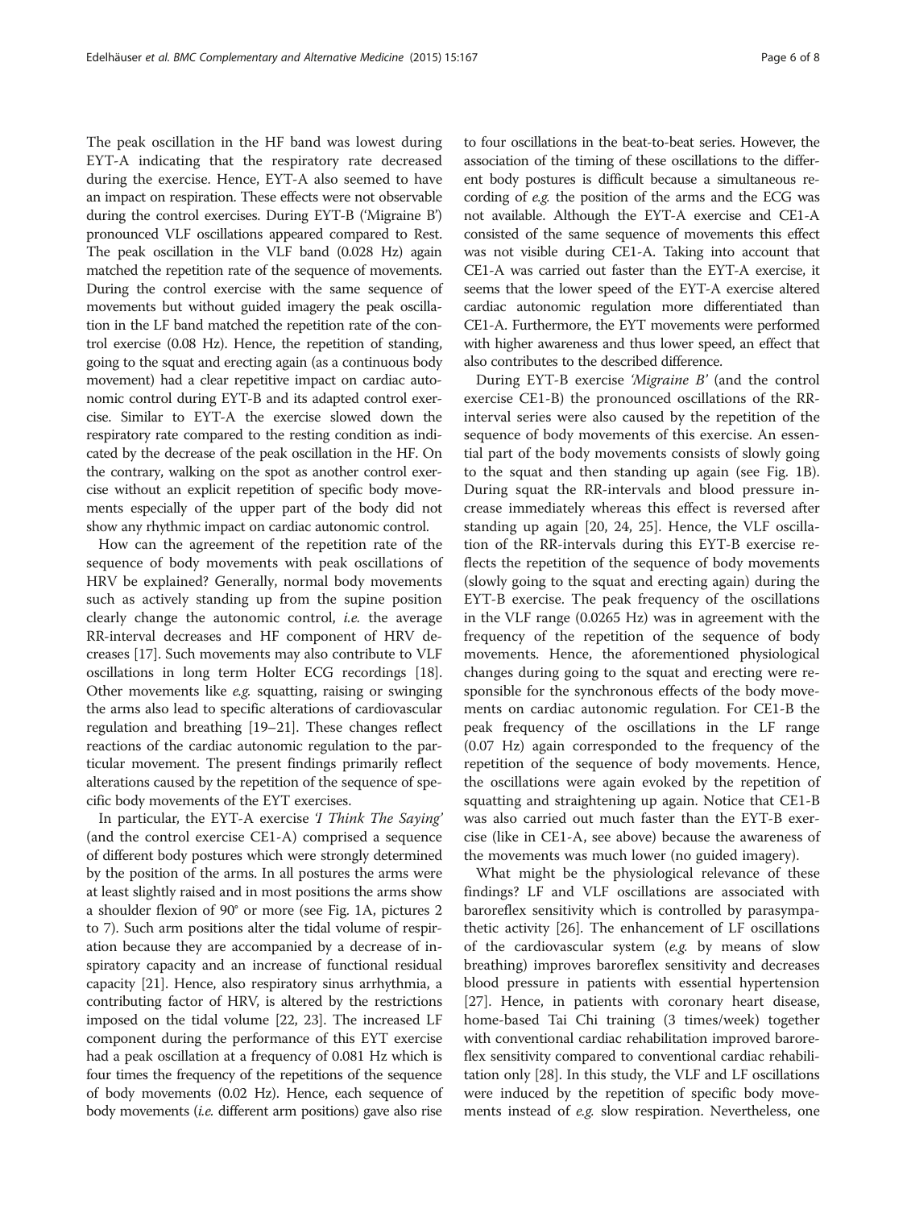The peak oscillation in the HF band was lowest during EYT-A indicating that the respiratory rate decreased during the exercise. Hence, EYT-A also seemed to have an impact on respiration. These effects were not observable during the control exercises. During EYT-B ('Migraine B') pronounced VLF oscillations appeared compared to Rest. The peak oscillation in the VLF band (0.028 Hz) again matched the repetition rate of the sequence of movements. During the control exercise with the same sequence of movements but without guided imagery the peak oscillation in the LF band matched the repetition rate of the control exercise (0.08 Hz). Hence, the repetition of standing, going to the squat and erecting again (as a continuous body movement) had a clear repetitive impact on cardiac autonomic control during EYT-B and its adapted control exercise. Similar to EYT-A the exercise slowed down the respiratory rate compared to the resting condition as indicated by the decrease of the peak oscillation in the HF. On the contrary, walking on the spot as another control exercise without an explicit repetition of specific body movements especially of the upper part of the body did not show any rhythmic impact on cardiac autonomic control.

How can the agreement of the repetition rate of the sequence of body movements with peak oscillations of HRV be explained? Generally, normal body movements such as actively standing up from the supine position clearly change the autonomic control, *i.e.* the average RR-interval decreases and HF component of HRV decreases [17]. Such movements may also contribute to VLF oscillations in long term Holter ECG recordings [18]. Other movements like *e.g.* squatting, raising or swinging the arms also lead to specific alterations of cardiovascular regulation and breathing [19–21]. These changes reflect reactions of the cardiac autonomic regulation to the particular movement. The present findings primarily reflect alterations caused by the repetition of the sequence of specific body movements of the EYT exercises.

In particular, the EYT-A exercise *'I Think The Saying'* (and the control exercise CE1-A) comprised a sequence of different body postures which were strongly determined by the position of the arms. In all postures the arms were at least slightly raised and in most positions the arms show a shoulder flexion of 90° or more (see Fig. 1A, pictures 2 to 7). Such arm positions alter the tidal volume of respiration because they are accompanied by a decrease of inspiratory capacity and an increase of functional residual capacity [21]. Hence, also respiratory sinus arrhythmia, a contributing factor of HRV, is altered by the restrictions imposed on the tidal volume [22, 23]. The increased LF component during the performance of this EYT exercise had a peak oscillation at a frequency of 0.081 Hz which is four times the frequency of the repetitions of the sequence of body movements (0.02 Hz). Hence, each sequence of body movements (*i.e.* different arm positions) gave also rise to four oscillations in the beat-to-beat series. However, the association of the timing of these oscillations to the different body postures is difficult because a simultaneous recording of *e.g.* the position of the arms and the ECG was not available. Although the EYT-A exercise and CE1-A consisted of the same sequence of movements this effect was not visible during CE1-A. Taking into account that CE1-A was carried out faster than the EYT-A exercise, it seems that the lower speed of the EYT-A exercise altered cardiac autonomic regulation more differentiated than CE1-A. Furthermore, the EYT movements were performed with higher awareness and thus lower speed, an effect that also contributes to the described difference.

During EYT-B exercise *'Migraine B'* (and the control exercise CE1-B) the pronounced oscillations of the RR-interval series were also caused by the repetition of the sequence of body movements of this exercise. An essential part of the body movements consists of slowly going to the squat and then standing up again (see Fig. 1B). During squat the RR-intervals and blood pressure increase immediately whereas this effect is reversed after standing up again [20, 24, 25]. Hence, the VLF oscillation of the RR-intervals during this EYT-B exercise reflects the repetition of the sequence of body movements (slowly going to the squat and erecting again) during the EYT-B exercise. The peak frequency of the oscillations in the VLF range (0.0265 Hz) was in agreement with the frequency of the repetition of the sequence of body movements. Hence, the aforementioned physiological changes during going to the squat and erecting were responsible for the synchronous effects of the body movements on cardiac autonomic regulation. For CE1-B the peak frequency of the oscillations in the LF range (0.07 Hz) again corresponded to the frequency of the repetition of the sequence of body movements. Hence, the oscillations were again evoked by the repetition of squatting and straightening up again. Notice that CE1-B was also carried out much faster than the EYT-B exercise (like in CE1-A, see above) because the awareness of the movements was much lower (no guided imagery).

What might be the physiological relevance of these findings? LF and VLF oscillations are associated with baroreflex sensitivity which is controlled by parasympathetic activity [26]. The enhancement of LF oscillations of the cardiovascular system (*e.g.* by means of slow breathing) improves baroreflex sensitivity and decreases blood pressure in patients with essential hypertension [27]. Hence, in patients with coronary heart disease, home-based Tai Chi training (3 times/week) together with conventional cardiac rehabilitation improved baroreflex sensitivity compared to conventional cardiac rehabilitation only [28]. In this study, the VLF and LF oscillations were induced by the repetition of specific body movements instead of *e.g.* slow respiration. Nevertheless, one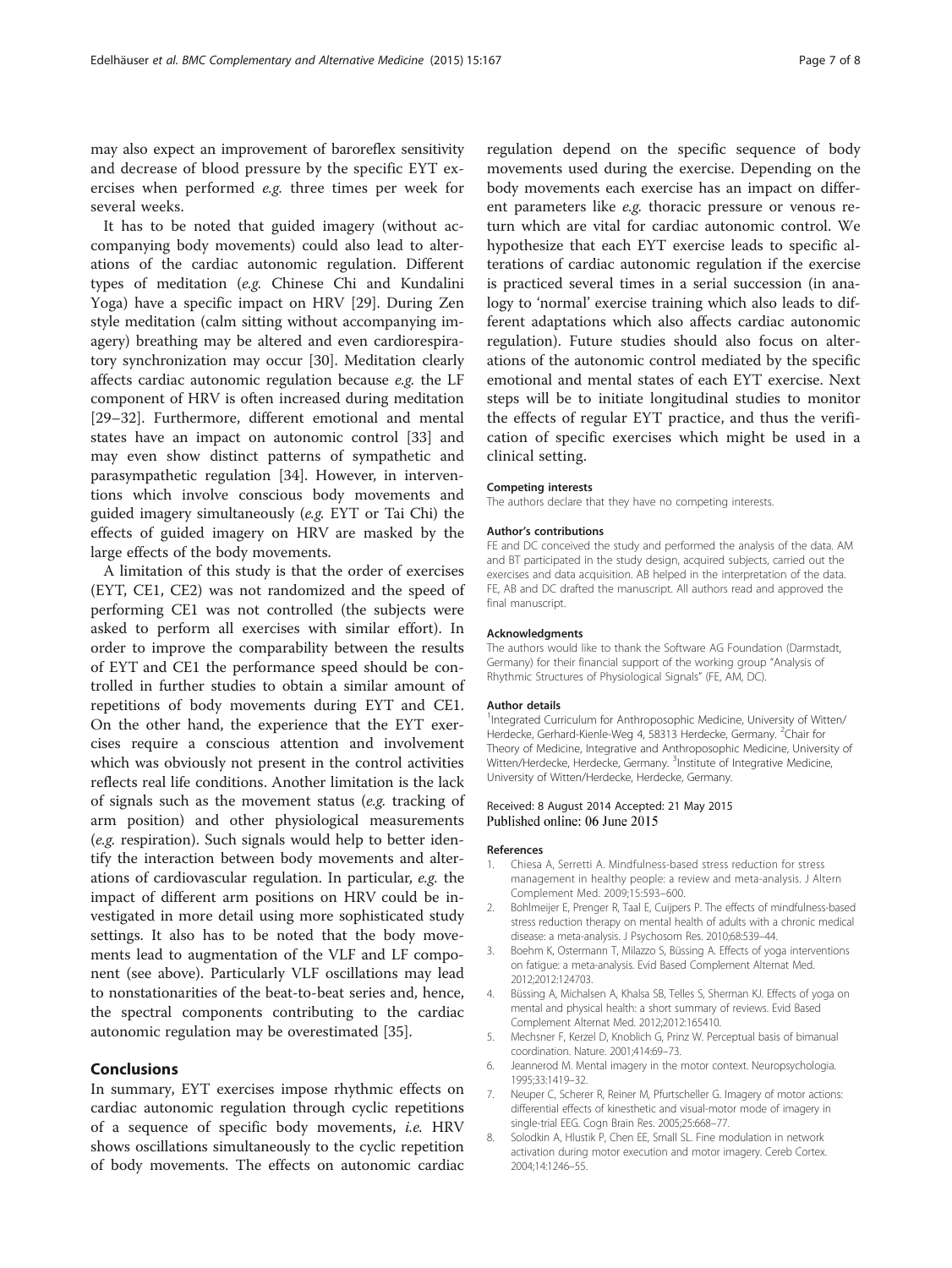may also expect an improvement of baroreflex sensitivity and decrease of blood pressure by the specific EYT exercises when performed *e.g.* three times per week for several weeks.

It has to be noted that guided imagery (without accompanying body movements) could also lead to alterations of the cardiac autonomic regulation. Different types of meditation (*e.g.* Chinese Chi and Kundalini Yoga) have a specific impact on HRV [29]. During Zen style meditation (calm sitting without accompanying imagery) breathing may be altered and even cardiorespiratory synchronization may occur [30]. Meditation clearly affects cardiac autonomic regulation because *e.g.* the LF component of HRV is often increased during meditation [29–32]. Furthermore, different emotional and mental states have an impact on autonomic control [33] and may even show distinct patterns of sympathetic and parasympathetic regulation [34]. However, in interventions which involve conscious body movements and guided imagery simultaneously (*e.g.* EYT or Tai Chi) the effects of guided imagery on HRV are masked by the large effects of the body movements.

A limitation of this study is that the order of exercises (EYT, CE1, CE2) was not randomized and the speed of performing CE1 was not controlled (the subjects were asked to perform all exercises with similar effort). In order to improve the comparability between the results of EYT and CE1 the performance speed should be controlled in further studies to obtain a similar amount of repetitions of body movements during EYT and CE1. On the other hand, the experience that the EYT exercises require a conscious attention and involvement which was obviously not present in the control activities reflects real life conditions. Another limitation is the lack of signals such as the movement status (*e.g.* tracking of arm position) and other physiological measurements (*e.g.* respiration). Such signals would help to better identify the interaction between body movements and alterations of cardiovascular regulation. In particular, *e.g.* the impact of different arm positions on HRV could be investigated in more detail using more sophisticated study settings. It also has to be noted that the body movements lead to augmentation of the VLF and LF component (see above). Particularly VLF oscillations may lead to nonstationarities of the beat-to-beat series and, hence, the spectral components contributing to the cardiac autonomic regulation may be overestimated [35].

## Conclusions

In summary, EYT exercises impose rhythmic effects on cardiac autonomic regulation through cyclic repetitions of a sequence of specific body movements, *i.e.* HRV shows oscillations simultaneously to the cyclic repetition of body movements. The effects on autonomic cardiac regulation depend on the specific sequence of body movements used during the exercise. Depending on the body movements each exercise has an impact on different parameters like *e.g.* thoracic pressure or venous return which are vital for cardiac autonomic control. We hypothesize that each EYT exercise leads to specific alterations of cardiac autonomic regulation if the exercise is practiced several times in a serial succession (in analogy to 'normal' exercise training which also leads to different adaptations which also affects cardiac autonomic regulation). Future studies should also focus on alterations of the autonomic control mediated by the specific emotional and mental states of each EYT exercise. Next steps will be to initiate longitudinal studies to monitor the effects of regular EYT practice, and thus the verification of specific exercises which might be used in a clinical setting.

#### Competing interests

The authors declare that they have no competing interests.

#### Author's contributions

FE and DC conceived the study and performed the analysis of the data. AM and BT participated in the study design, acquired subjects, carried out the exercises and data acquisition. AB helped in the interpretation of the data. FE, AB and DC drafted the manuscript. All authors read and approved the final manuscript.

#### Acknowledgments

The authors would like to thank the Software AG Foundation (Darmstadt, Germany) for their financial support of the working group "Analysis of Rhythmic Structures of Physiological Signals" (FE, AM, DC).

#### Author details

[1]Integrated Curriculum for Anthroposophic Medicine, University of Witten/Herdecke, Gerhard-Kienle-Weg 4, 58313 Herdecke, Germany. [2]Chair for Theory of Medicine, Integrative and Anthroposophic Medicine, University of Witten/Herdecke, Herdecke, Germany. [3]Institute of Integrative Medicine, University of Witten/Herdecke, Herdecke, Germany.

Received: 8 August 2014 Accepted: 21 May 2015
Published online: 06 June 2015

#### References

1. Chiesa A, Serretti A. Mindfulness-based stress reduction for stress management in healthy people: a review and meta-analysis. J Altern Complement Med. 2009;15:593–600.
2. Bohlmeijer E, Prenger R, Taal E, Cuijpers P. The effects of mindfulness-based stress reduction therapy on mental health of adults with a chronic medical disease: a meta-analysis. J Psychosom Res. 2010;68:539–44.
3. Boehm K, Ostermann T, Milazzo S, Büssing A. Effects of yoga interventions on fatigue: a meta-analysis. Evid Based Complement Alternat Med. 2012;2012:124703.
4. Büssing A, Michalsen A, Khalsa SB, Telles S, Sherman KJ. Effects of yoga on mental and physical health: a short summary of reviews. Evid Based Complement Alternat Med. 2012;2012:165410.
5. Mechsner F, Kerzel D, Knoblich G, Prinz W. Perceptual basis of bimanual coordination. Nature. 2001;414:69–73.
6. Jeannerod M. Mental imagery in the motor context. Neuropsychologia. 1995;33:1419–32.
7. Neuper C, Scherer R, Reiner M, Pfurtscheller G. Imagery of motor actions: differential effects of kinesthetic and visual-motor mode of imagery in single-trial EEG. Cogn Brain Res. 2005;25:668–77.
8. Solodkin A, Hlustik P, Chen EE, Small SL. Fine modulation in network activation during motor execution and motor imagery. Cereb Cortex. 2004;14:1246–55.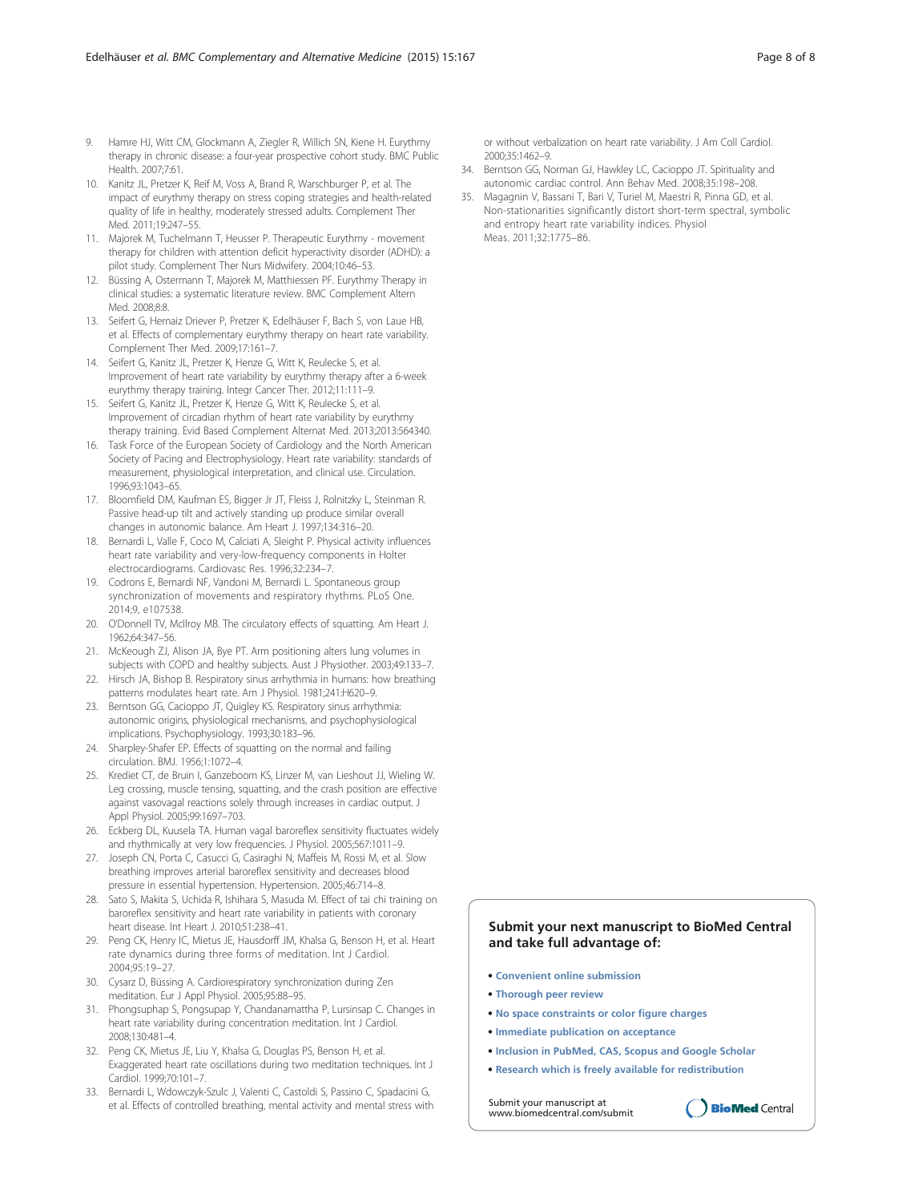9. Hamre HJ, Witt CM, Glockmann A, Ziegler R, Willich SN, Kiene H. Eurythmy therapy in chronic disease: a four-year prospective cohort study. BMC Public Health. 2007;7:61.
10. Kanitz JL, Pretzer K, Reif M, Voss A, Brand R, Warschburger P, et al. The impact of eurythmy therapy on stress coping strategies and health-related quality of life in healthy, moderately stressed adults. Complement Ther Med. 2011;19:247–55.
11. Majorek M, Tuchelmann T, Heusser P. Therapeutic Eurythmy - movement therapy for children with attention deficit hyperactivity disorder (ADHD): a pilot study. Complement Ther Nurs Midwifery. 2004;10:46–53.
12. Büssing A, Ostermann T, Majorek M, Matthiessen PF. Eurythmy Therapy in clinical studies: a systematic literature review. BMC Complement Altern Med. 2008;8:8.
13. Seifert G, Hernaiz Driever P, Pretzer K, Edelhäuser F, Bach S, von Laue HB, et al. Effects of complementary eurythmy therapy on heart rate variability. Complement Ther Med. 2009;17:161–7.
14. Seifert G, Kanitz JL, Pretzer K, Henze G, Witt K, Reulecke S, et al. Improvement of heart rate variability by eurythmy therapy after a 6-week eurythmy therapy training. Integr Cancer Ther. 2012;11:111–9.
15. Seifert G, Kanitz JL, Pretzer K, Henze G, Witt K, Reulecke S, et al. Improvement of circadian rhythm of heart rate variability by eurythmy therapy training. Evid Based Complement Alternat Med. 2013;2013:564340.
16. Task Force of the European Society of Cardiology and the North American Society of Pacing and Electrophysiology. Heart rate variability: standards of measurement, physiological interpretation, and clinical use. Circulation. 1996;93:1043–65.
17. Bloomfield DM, Kaufman ES, Bigger Jr JT, Fleiss J, Rolnitzky L, Steinman R. Passive head-up tilt and actively standing up produce similar overall changes in autonomic balance. Am Heart J. 1997;134:316–20.
18. Bernardi L, Valle F, Coco M, Calciati A, Sleight P. Physical activity influences heart rate variability and very-low-frequency components in Holter electrocardiograms. Cardiovasc Res. 1996;32:234–7.
19. Codrons E, Bernardi NF, Vandoni M, Bernardi L. Spontaneous group synchronization of movements and respiratory rhythms. PLoS One. 2014;9, e107538.
20. O'Donnell TV, McIlroy MB. The circulatory effects of squatting. Am Heart J. 1962;64:347–56.
21. McKeough ZJ, Alison JA, Bye PT. Arm positioning alters lung volumes in subjects with COPD and healthy subjects. Aust J Physiother. 2003;49:133–7.
22. Hirsch JA, Bishop B. Respiratory sinus arrhythmia in humans: how breathing patterns modulates heart rate. Am J Physiol. 1981;241:H620–9.
23. Berntson GG, Cacioppo JT, Quigley KS. Respiratory sinus arrhythmia: autonomic origins, physiological mechanisms, and psychophysiological implications. Psychophysiology. 1993;30:183–96.
24. Sharpley-Shafer EP. Effects of squatting on the normal and failing circulation. BMJ. 1956;1:1072–4.
25. Krediet CT, de Bruin I, Ganzeboom KS, Linzer M, van Lieshout JJ, Wieling W. Leg crossing, muscle tensing, squatting, and the crash position are effective against vasovagal reactions solely through increases in cardiac output. J Appl Physiol. 2005;99:1697–703.
26. Eckberg DL, Kuusela TA. Human vagal baroreflex sensitivity fluctuates widely and rhythmically at very low frequencies. J Physiol. 2005;567:1011–9.
27. Joseph CN, Porta C, Casucci G, Casiraghi N, Maffeis M, Rossi M, et al. Slow breathing improves arterial baroreflex sensitivity and decreases blood pressure in essential hypertension. Hypertension. 2005;46:714–8.
28. Sato S, Makita S, Uchida R, Ishihara S, Masuda M. Effect of tai chi training on baroreflex sensitivity and heart rate variability in patients with coronary heart disease. Int Heart J. 2010;51:238–41.
29. Peng CK, Henry IC, Mietus JE, Hausdorff JM, Khalsa G, Benson H, et al. Heart rate dynamics during three forms of meditation. Int J Cardiol. 2004;95:19–27.
30. Cysarz D, Büssing A. Cardiorespiratory synchronization during Zen meditation. Eur J Appl Physiol. 2005;95:88–95.
31. Phongsuphap S, Pongsupap Y, Chandanamattha P, Lursinsap C. Changes in heart rate variability during concentration meditation. Int J Cardiol. 2008;130:481–4.
32. Peng CK, Mietus JE, Liu Y, Khalsa G, Douglas PS, Benson H, et al. Exaggerated heart rate oscillations during two meditation techniques. Int J Cardiol. 1999;70:101–7.
33. Bernardi L, Wdowczyk-Szulc J, Valenti C, Castoldi S, Passino C, Spadacini G, et al. Effects of controlled breathing, mental activity and mental stress with or without verbalization on heart rate variability. J Am Coll Cardiol. 2000;35:1462–9.
34. Berntson GG, Norman GJ, Hawkley LC, Cacioppo JT. Spirituality and autonomic cardiac control. Ann Behav Med. 2008;35:198–208.
35. Magagnin V, Bassani T, Bari V, Turiel M, Maestri R, Pinna GD, et al. Non-stationarities significantly distort short-term spectral, symbolic and entropy heart rate variability indices. Physiol Meas. 2011;32:1775–86.

**Submit your next manuscript to BioMed Central and take full advantage of:**

- **Convenient online submission**
- **Thorough peer review**
- **No space constraints or color figure charges**
- **Immediate publication on acceptance**
- **Inclusion in PubMed, CAS, Scopus and Google Scholar**
- **Research which is freely available for redistribution**

Submit your manuscript at
www.biomedcentral.com/submit

BioMed Central